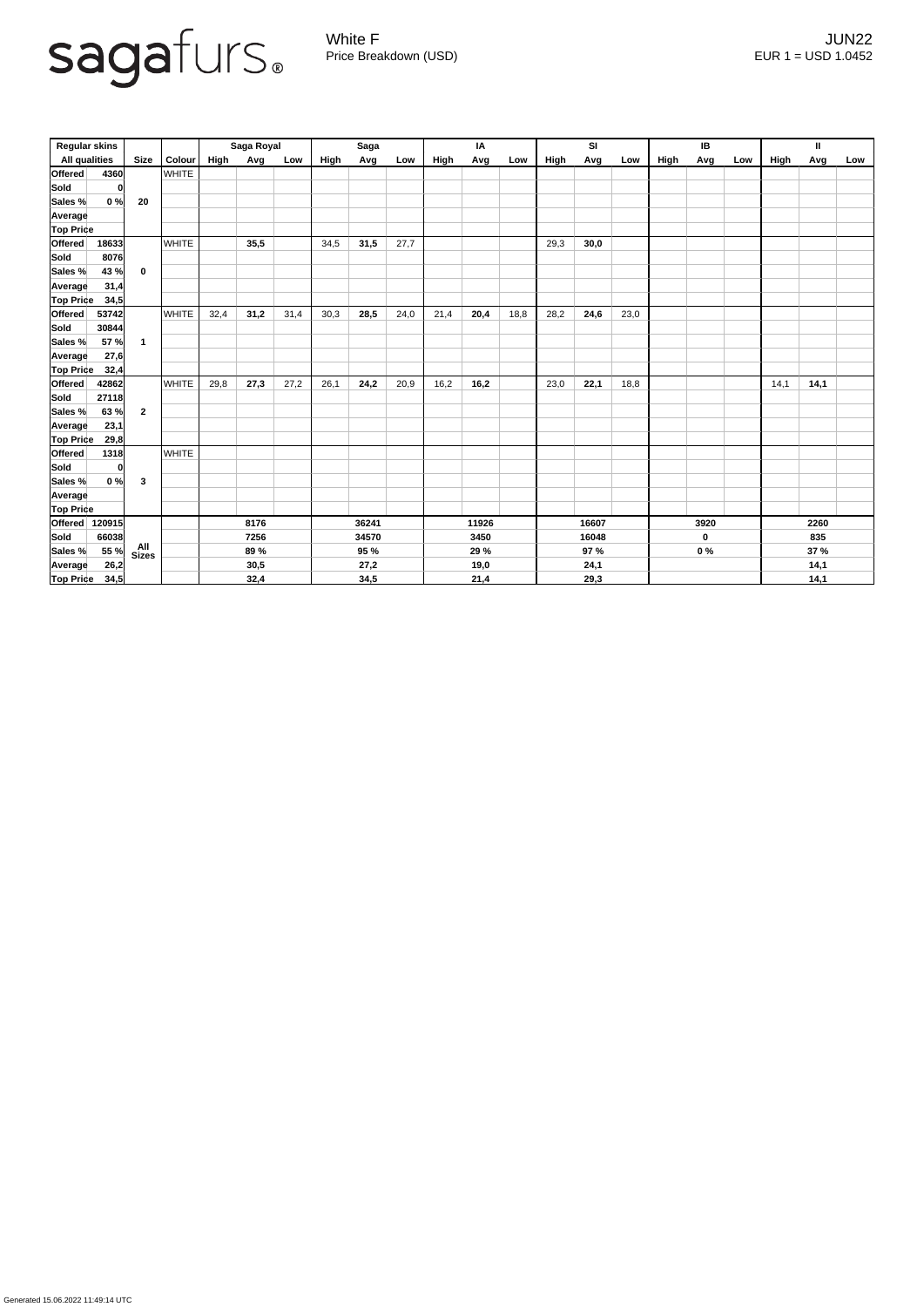sagafurs®

White F
Price Breakdown (USD)

JUN22
EUR 1 = USD 1.0452

| Regular skins | | | | Saga Royal | | | Saga | | | IA | | | SI | | | IB | | | II | | |
|---|---|---|---|---|---|---|---|---|---|---|---|---|---|---|---|---|---|---|---|---|---|
| All qualities | | Size | Colour | High | Avg | Low | High | Avg | Low | High | Avg | Low | High | Avg | Low | High | Avg | Low | High | Avg | Low |
| **Offered** | **4360** | **20** | WHITE | | | | | | | | | | | | | | | | | | |
| **Sold** | **0** | | | | | | | | | | | | | | | | | | | | |
| **Sales %** | **0 %** | | | | | | | | | | | | | | | | | | | | |
| **Average** | | | | | | | | | | | | | | | | | | | | | |
| **Top Price** | | | | | | | | | | | | | | | | | | | | | |
| **Offered** | **18633** | **0** | WHITE | | **35,5** | | 34,5 | **31,5** | 27,7 | | | | 29,3 | **30,0** | | | | | | | |
| **Sold** | **8076** | | | | | | | | | | | | | | | | | | | | |
| **Sales %** | **43 %** | | | | | | | | | | | | | | | | | | | | |
| **Average** | **31,4** | | | | | | | | | | | | | | | | | | | | |
| **Top Price** | **34,5** | | | | | | | | | | | | | | | | | | | | |
| **Offered** | **53742** | **1** | WHITE | 32,4 | **31,2** | 31,4 | 30,3 | **28,5** | 24,0 | 21,4 | **20,4** | 18,8 | 28,2 | **24,6** | 23,0 | | | | | | |
| **Sold** | **30844** | | | | | | | | | | | | | | | | | | | | |
| **Sales %** | **57 %** | | | | | | | | | | | | | | | | | | | | |
| **Average** | **27,6** | | | | | | | | | | | | | | | | | | | | |
| **Top Price** | **32,4** | | | | | | | | | | | | | | | | | | | | |
| **Offered** | **42862** | **2** | WHITE | 29,8 | **27,3** | 27,2 | 26,1 | **24,2** | 20,9 | 16,2 | **16,2** | | 23,0 | **22,1** | 18,8 | | | | 14,1 | **14,1** | |
| **Sold** | **27118** | | | | | | | | | | | | | | | | | | | | |
| **Sales %** | **63 %** | | | | | | | | | | | | | | | | | | | | |
| **Average** | **23,1** | | | | | | | | | | | | | | | | | | | | |
| **Top Price** | **29,8** | | | | | | | | | | | | | | | | | | | | |
| **Offered** | **1318** | **3** | WHITE | | | | | | | | | | | | | | | | | | |
| **Sold** | **0** | | | | | | | | | | | | | | | | | | | | |
| **Sales %** | **0 %** | | | | | | | | | | | | | | | | | | | | |
| **Average** | | | | | | | | | | | | | | | | | | | | | |
| **Top Price** | | | | | | | | | | | | | | | | | | | | | |
| **Offered** | **120915** | **All Sizes** | | | **8176** | | | **36241** | | | **11926** | | | **16607** | | | **3920** | | | **2260** | |
| **Sold** | **66038** | | | | **7256** | | | **34570** | | | **3450** | | | **16048** | | | **0** | | | **835** | |
| **Sales %** | **55 %** | | | | **89 %** | | | **95 %** | | | **29 %** | | | **97 %** | | | **0 %** | | | **37 %** | |
| **Average** | **26,2** | | | | **30,5** | | | **27,2** | | | **19,0** | | | **24,1** | | | | | | **14,1** | |
| **Top Price** | **34,5** | | | | **32,4** | | | **34,5** | | | **21,4** | | | **29,3** | | | | | | **14,1** | |

Generated 15.06.2022 11:49:14 UTC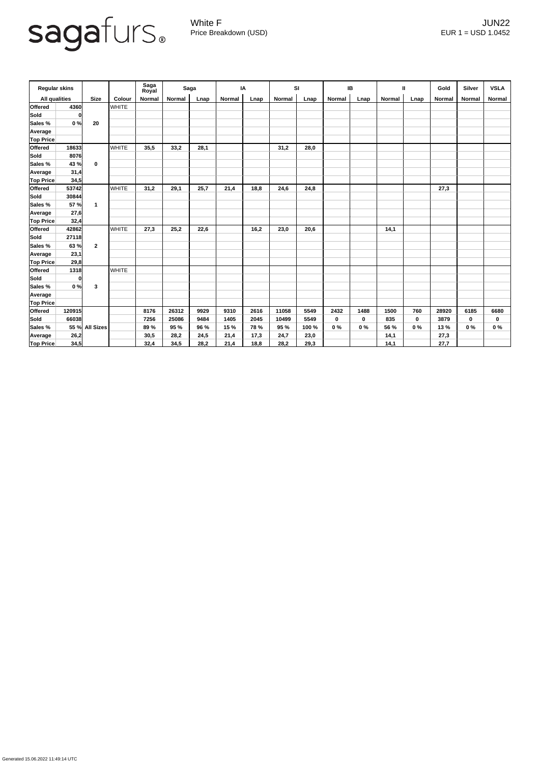sagafurs®

White F
Price Breakdown (USD)

JUN22
EUR 1 = USD 1.0452

| Regular skins | | | | Saga Royal | Saga | | IA | | SI | | IB | | II | | Gold | Silver | VSLA |
|---|---|---|---|---|---|---|---|---|---|---|---|---|---|---|---|---|---|
| All qualities | | Size | Colour | Normal | Normal | Lnap | Normal | Lnap | Normal | Lnap | Normal | Lnap | Normal | Lnap | Normal | Normal | Normal |
| Offered | 4360 | 20 | WHITE | | | | | | | | | | | | | | |
| Sold | 0 | | | | | | | | | | | | | | | | |
| Sales % | 0 % | | | | | | | | | | | | | | | | |
| Average | | | | | | | | | | | | | | | | | |
| Top Price | | | | | | | | | | | | | | | | | |
| Offered | 18633 | 0 | WHITE | 35,5 | 33,2 | 28,1 | | | 31,2 | 28,0 | | | | | | | |
| Sold | 8076 | | | | | | | | | | | | | | | | |
| Sales % | 43 % | | | | | | | | | | | | | | | | |
| Average | 31,4 | | | | | | | | | | | | | | | | |
| Top Price | 34,5 | | | | | | | | | | | | | | | | |
| Offered | 53742 | 1 | WHITE | 31,2 | 29,1 | 25,7 | 21,4 | 18,8 | 24,6 | 24,8 | | | | | 27,3 | | |
| Sold | 30844 | | | | | | | | | | | | | | | | |
| Sales % | 57 % | | | | | | | | | | | | | | | | |
| Average | 27,6 | | | | | | | | | | | | | | | | |
| Top Price | 32,4 | | | | | | | | | | | | | | | | |
| Offered | 42862 | 2 | WHITE | 27,3 | 25,2 | 22,6 | | 16,2 | 23,0 | 20,6 | | | 14,1 | | | | |
| Sold | 27118 | | | | | | | | | | | | | | | | |
| Sales % | 63 % | | | | | | | | | | | | | | | | |
| Average | 23,1 | | | | | | | | | | | | | | | | |
| Top Price | 29,8 | | | | | | | | | | | | | | | | |
| Offered | 1318 | 3 | WHITE | | | | | | | | | | | | | | |
| Sold | 0 | | | | | | | | | | | | | | | | |
| Sales % | 0 % | | | | | | | | | | | | | | | | |
| Average | | | | | | | | | | | | | | | | | |
| Top Price | | | | | | | | | | | | | | | | | |
| Offered | 120915 | All Sizes | | 8176 | 26312 | 9929 | 9310 | 2616 | 11058 | 5549 | 2432 | 1488 | 1500 | 760 | 28920 | 6185 | 6680 |
| Sold | 66038 | | | 7256 | 25086 | 9484 | 1405 | 2045 | 10499 | 5549 | 0 | 0 | 835 | 0 | 3879 | 0 | 0 |
| Sales % | 55 % | | | 89 % | 95 % | 96 % | 15 % | 78 % | 95 % | 100 % | 0 % | 0 % | 56 % | 0 % | 13 % | 0 % | 0 % |
| Average | 26,2 | | | 30,5 | 28,2 | 24,5 | 21,4 | 17,3 | 24,7 | 23,0 | | | 14,1 | | 27,3 | | |
| Top Price | 34,5 | | | 32,4 | 34,5 | 28,2 | 21,4 | 18,8 | 28,2 | 29,3 | | | 14,1 | | 27,7 | | |

Generated 15.06.2022 11:49:14 UTC